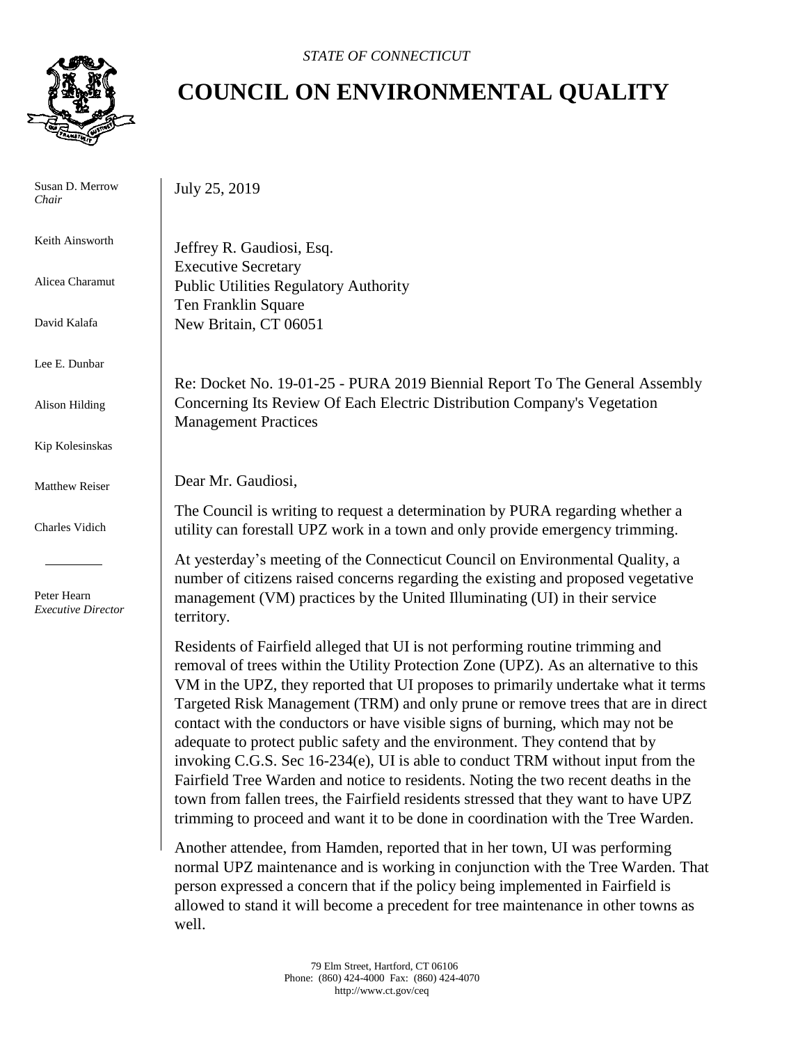*STATE OF CONNECTICUT*

# COUNCIL ON ENVIRONMENTAL QUALITY

Susan D. Merrow
*Chair*

Keith Ainsworth

Alicea Charamut

David Kalafa

Lee E. Dunbar

Alison Hilding

Kip Kolesinskas

Matthew Reiser

Charles Vidich

Peter Hearn
*Executive Director*

July 25, 2019

Jeffrey R. Gaudiosi, Esq.
Executive Secretary
Public Utilities Regulatory Authority
Ten Franklin Square
New Britain, CT 06051

Re: Docket No. 19-01-25 - PURA 2019 Biennial Report To The General Assembly Concerning Its Review Of Each Electric Distribution Company's Vegetation Management Practices

Dear Mr. Gaudiosi,

The Council is writing to request a determination by PURA regarding whether a utility can forestall UPZ work in a town and only provide emergency trimming.

At yesterday's meeting of the Connecticut Council on Environmental Quality, a number of citizens raised concerns regarding the existing and proposed vegetative management (VM) practices by the United Illuminating (UI) in their service territory.

Residents of Fairfield alleged that UI is not performing routine trimming and removal of trees within the Utility Protection Zone (UPZ). As an alternative to this VM in the UPZ, they reported that UI proposes to primarily undertake what it terms Targeted Risk Management (TRM) and only prune or remove trees that are in direct contact with the conductors or have visible signs of burning, which may not be adequate to protect public safety and the environment. They contend that by invoking C.G.S. Sec 16-234(e), UI is able to conduct TRM without input from the Fairfield Tree Warden and notice to residents. Noting the two recent deaths in the town from fallen trees, the Fairfield residents stressed that they want to have UPZ trimming to proceed and want it to be done in coordination with the Tree Warden.

Another attendee, from Hamden, reported that in her town, UI was performing normal UPZ maintenance and is working in conjunction with the Tree Warden. That person expressed a concern that if the policy being implemented in Fairfield is allowed to stand it will become a precedent for tree maintenance in other towns as well.

79 Elm Street, Hartford, CT 06106
Phone: (860) 424-4000 Fax: (860) 424-4070
http://www.ct.gov/ceq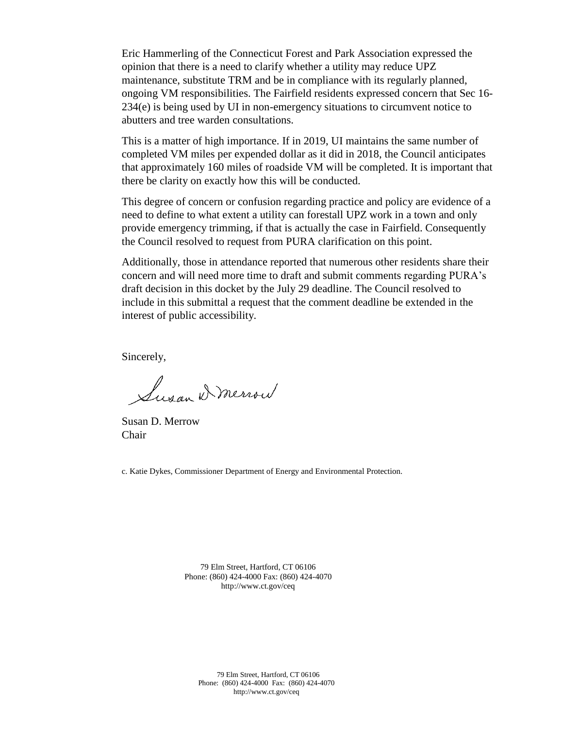Eric Hammerling of the Connecticut Forest and Park Association expressed the opinion that there is a need to clarify whether a utility may reduce UPZ maintenance, substitute TRM and be in compliance with its regularly planned, ongoing VM responsibilities. The Fairfield residents expressed concern that Sec 16-234(e) is being used by UI in non-emergency situations to circumvent notice to abutters and tree warden consultations.

This is a matter of high importance. If in 2019, UI maintains the same number of completed VM miles per expended dollar as it did in 2018, the Council anticipates that approximately 160 miles of roadside VM will be completed. It is important that there be clarity on exactly how this will be conducted.

This degree of concern or confusion regarding practice and policy are evidence of a need to define to what extent a utility can forestall UPZ work in a town and only provide emergency trimming, if that is actually the case in Fairfield. Consequently the Council resolved to request from PURA clarification on this point.

Additionally, those in attendance reported that numerous other residents share their concern and will need more time to draft and submit comments regarding PURA's draft decision in this docket by the July 29 deadline. The Council resolved to include in this submittal a request that the comment deadline be extended in the interest of public accessibility.

Sincerely,

Susan D Merrow

Susan D. Merrow
Chair

c. Katie Dykes, Commissioner Department of Energy and Environmental Protection.

79 Elm Street, Hartford, CT 06106
Phone: (860) 424-4000 Fax: (860) 424-4070
http://www.ct.gov/ceq